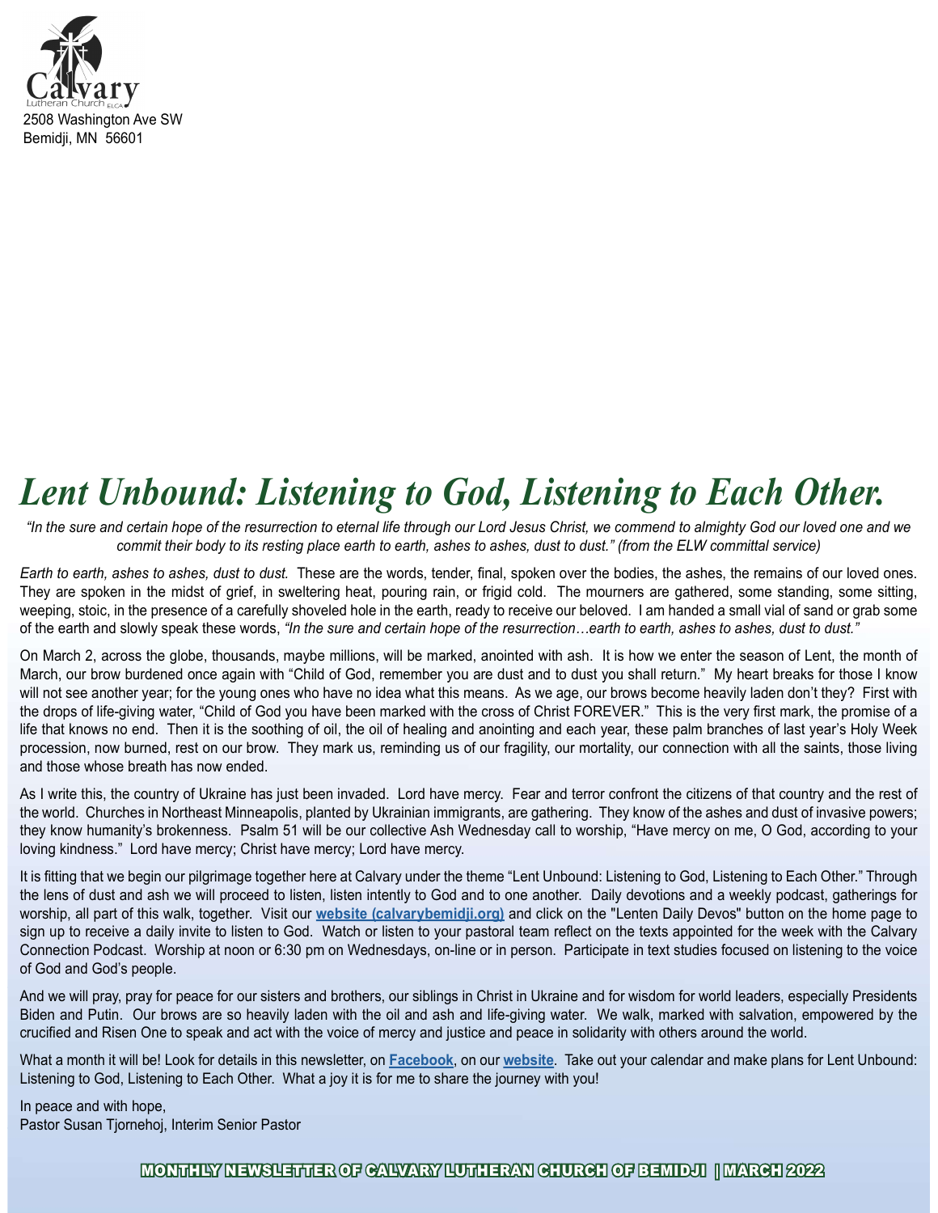Calvary Lutheran Church ELCA

2508 Washington Ave SW
Bemidji, MN 56601

# *Lent Unbound: Listening to God, Listening to Each Other.*

*"In the sure and certain hope of the resurrection to eternal life through our Lord Jesus Christ, we commend to almighty God our loved one and we commit their body to its resting place earth to earth, ashes to ashes, dust to dust." (from the ELW committal service)*

*Earth to earth, ashes to ashes, dust to dust.* These are the words, tender, final, spoken over the bodies, the ashes, the remains of our loved ones. They are spoken in the midst of grief, in sweltering heat, pouring rain, or frigid cold. The mourners are gathered, some standing, some sitting, weeping, stoic, in the presence of a carefully shoveled hole in the earth, ready to receive our beloved. I am handed a small vial of sand or grab some of the earth and slowly speak these words, *"In the sure and certain hope of the resurrection…earth to earth, ashes to ashes, dust to dust."*

On March 2, across the globe, thousands, maybe millions, will be marked, anointed with ash. It is how we enter the season of Lent, the month of March, our brow burdened once again with "Child of God, remember you are dust and to dust you shall return." My heart breaks for those I know will not see another year; for the young ones who have no idea what this means. As we age, our brows become heavily laden don't they? First with the drops of life-giving water, "Child of God you have been marked with the cross of Christ FOREVER." This is the very first mark, the promise of a life that knows no end. Then it is the soothing of oil, the oil of healing and anointing and each year, these palm branches of last year's Holy Week procession, now burned, rest on our brow. They mark us, reminding us of our fragility, our mortality, our connection with all the saints, those living and those whose breath has now ended.

As I write this, the country of Ukraine has just been invaded. Lord have mercy. Fear and terror confront the citizens of that country and the rest of the world. Churches in Northeast Minneapolis, planted by Ukrainian immigrants, are gathering. They know of the ashes and dust of invasive powers; they know humanity's brokenness. Psalm 51 will be our collective Ash Wednesday call to worship, "Have mercy on me, O God, according to your loving kindness." Lord have mercy; Christ have mercy; Lord have mercy.

It is fitting that we begin our pilgrimage together here at Calvary under the theme "Lent Unbound: Listening to God, Listening to Each Other." Through the lens of dust and ash we will proceed to listen, listen intently to God and to one another. Daily devotions and a weekly podcast, gatherings for worship, all part of this walk, together. Visit our **website (calvarybemidji.org)** and click on the "Lenten Daily Devos" button on the home page to sign up to receive a daily invite to listen to God. Watch or listen to your pastoral team reflect on the texts appointed for the week with the Calvary Connection Podcast. Worship at noon or 6:30 pm on Wednesdays, on-line or in person. Participate in text studies focused on listening to the voice of God and God's people.

And we will pray, pray for peace for our sisters and brothers, our siblings in Christ in Ukraine and for wisdom for world leaders, especially Presidents Biden and Putin. Our brows are so heavily laden with the oil and ash and life-giving water. We walk, marked with salvation, empowered by the crucified and Risen One to speak and act with the voice of mercy and justice and peace in solidarity with others around the world.

What a month it will be! Look for details in this newsletter, on **Facebook**, on our **website**. Take out your calendar and make plans for Lent Unbound: Listening to God, Listening to Each Other. What a joy it is for me to share the journey with you!

In peace and with hope,
Pastor Susan Tjornehoj, Interim Senior Pastor

**MONTHLY NEWSLETTER OF CALVARY LUTHERAN CHURCH OF BEMIDJI | MARCH 2022**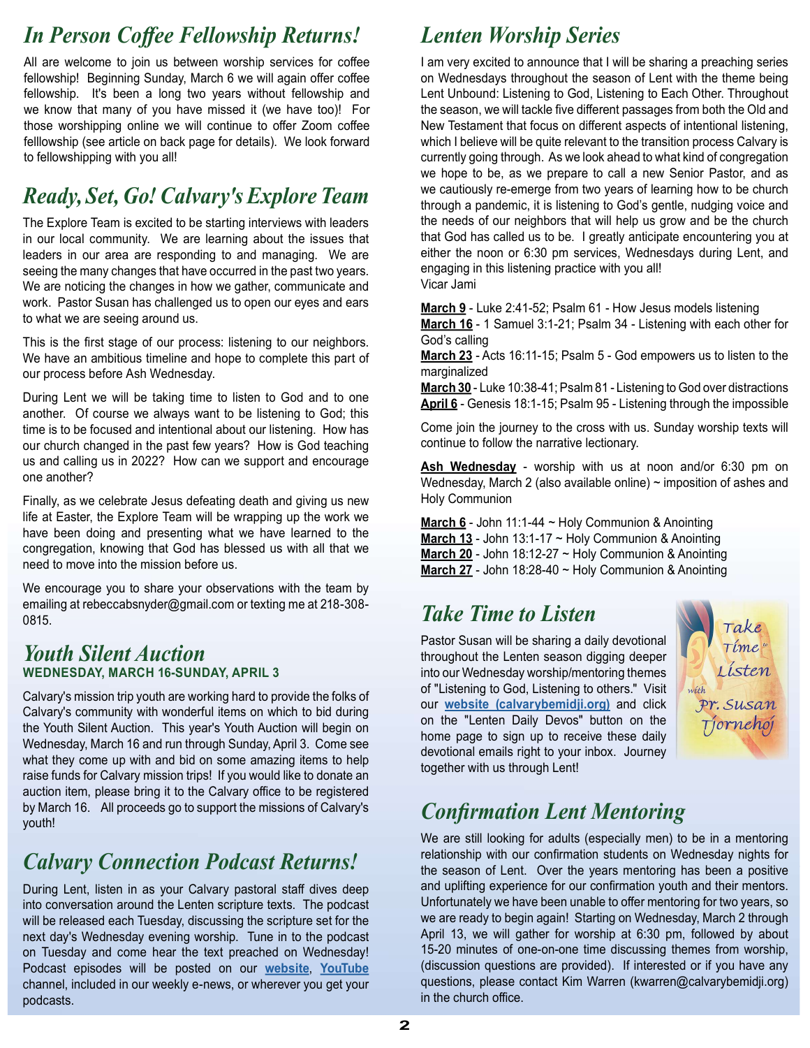## In Person Coffee Fellowship Returns!

All are welcome to join us between worship services for coffee fellowship! Beginning Sunday, March 6 we will again offer coffee fellowship. It's been a long two years without fellowship and we know that many of you have missed it (we have too)! For those worshipping online we will continue to offer Zoom coffee felllowship (see article on back page for details). We look forward to fellowshipping with you all!

## Ready, Set, Go! Calvary's Explore Team

The Explore Team is excited to be starting interviews with leaders in our local community. We are learning about the issues that leaders in our area are responding to and managing. We are seeing the many changes that have occurred in the past two years. We are noticing the changes in how we gather, communicate and work. Pastor Susan has challenged us to open our eyes and ears to what we are seeing around us.

This is the first stage of our process: listening to our neighbors. We have an ambitious timeline and hope to complete this part of our process before Ash Wednesday.

During Lent we will be taking time to listen to God and to one another. Of course we always want to be listening to God; this time is to be focused and intentional about our listening. How has our church changed in the past few years? How is God teaching us and calling us in 2022? How can we support and encourage one another?

Finally, as we celebrate Jesus defeating death and giving us new life at Easter, the Explore Team will be wrapping up the work we have been doing and presenting what we have learned to the congregation, knowing that God has blessed us with all that we need to move into the mission before us.

We encourage you to share your observations with the team by emailing at rebeccabsnyder@gmail.com or texting me at 218-308-0815.

## Youth Silent Auction

**WEDNESDAY, MARCH 16-SUNDAY, APRIL 3**

Calvary's mission trip youth are working hard to provide the folks of Calvary's community with wonderful items on which to bid during the Youth Silent Auction. This year's Youth Auction will begin on Wednesday, March 16 and run through Sunday, April 3. Come see what they come up with and bid on some amazing items to help raise funds for Calvary mission trips! If you would like to donate an auction item, please bring it to the Calvary office to be registered by March 16. All proceeds go to support the missions of Calvary's youth!

## Calvary Connection Podcast Returns!

During Lent, listen in as your Calvary pastoral staff dives deep into conversation around the Lenten scripture texts. The podcast will be released each Tuesday, discussing the scripture set for the next day's Wednesday evening worship. Tune in to the podcast on Tuesday and come hear the text preached on Wednesday! Podcast episodes will be posted on our **website**, **YouTube** channel, included in our weekly e-news, or wherever you get your podcasts.

## Lenten Worship Series

I am very excited to announce that I will be sharing a preaching series on Wednesdays throughout the season of Lent with the theme being Lent Unbound: Listening to God, Listening to Each Other. Throughout the season, we will tackle five different passages from both the Old and New Testament that focus on different aspects of intentional listening, which I believe will be quite relevant to the transition process Calvary is currently going through. As we look ahead to what kind of congregation we hope to be, as we prepare to call a new Senior Pastor, and as we cautiously re-emerge from two years of learning how to be church through a pandemic, it is listening to God's gentle, nudging voice and the needs of our neighbors that will help us grow and be the church that God has called us to be. I greatly anticipate encountering you at either the noon or 6:30 pm services, Wednesdays during Lent, and engaging in this listening practice with you all!
Vicar Jami

**March 9** - Luke 2:41-52; Psalm 61 - How Jesus models listening
**March 16** - 1 Samuel 3:1-21; Psalm 34 - Listening with each other for God's calling
**March 23** - Acts 16:11-15; Psalm 5 - God empowers us to listen to the marginalized
**March 30** - Luke 10:38-41; Psalm 81 - Listening to God over distractions
**April 6** - Genesis 18:1-15; Psalm 95 - Listening through the impossible

Come join the journey to the cross with us. Sunday worship texts will continue to follow the narrative lectionary.

**Ash Wednesday** - worship with us at noon and/or 6:30 pm on Wednesday, March 2 (also available online) ~ imposition of ashes and Holy Communion

**March 6** - John 11:1-44 ~ Holy Communion & Anointing
**March 13** - John 13:1-17 ~ Holy Communion & Anointing
**March 20** - John 18:12-27 ~ Holy Communion & Anointing
**March 27** - John 18:28-40 ~ Holy Communion & Anointing

## Take Time to Listen

Pastor Susan will be sharing a daily devotional throughout the Lenten season digging deeper into our Wednesday worship/mentoring themes of "Listening to God, Listening to others." Visit our **website (calvarybemidji.org)** and click on the "Lenten Daily Devos" button on the home page to sign up to receive these daily devotional emails right to your inbox. Journey together with us through Lent!

Take Time to Listen with Pr. Susan Tjornehoj

## Confirmation Lent Mentoring

We are still looking for adults (especially men) to be in a mentoring relationship with our confirmation students on Wednesday nights for the season of Lent. Over the years mentoring has been a positive and uplifting experience for our confirmation youth and their mentors. Unfortunately we have been unable to offer mentoring for two years, so we are ready to begin again! Starting on Wednesday, March 2 through April 13, we will gather for worship at 6:30 pm, followed by about 15-20 minutes of one-on-one time discussing themes from worship, (discussion questions are provided). If interested or if you have any questions, please contact Kim Warren (kwarren@calvarybemidji.org) in the church office.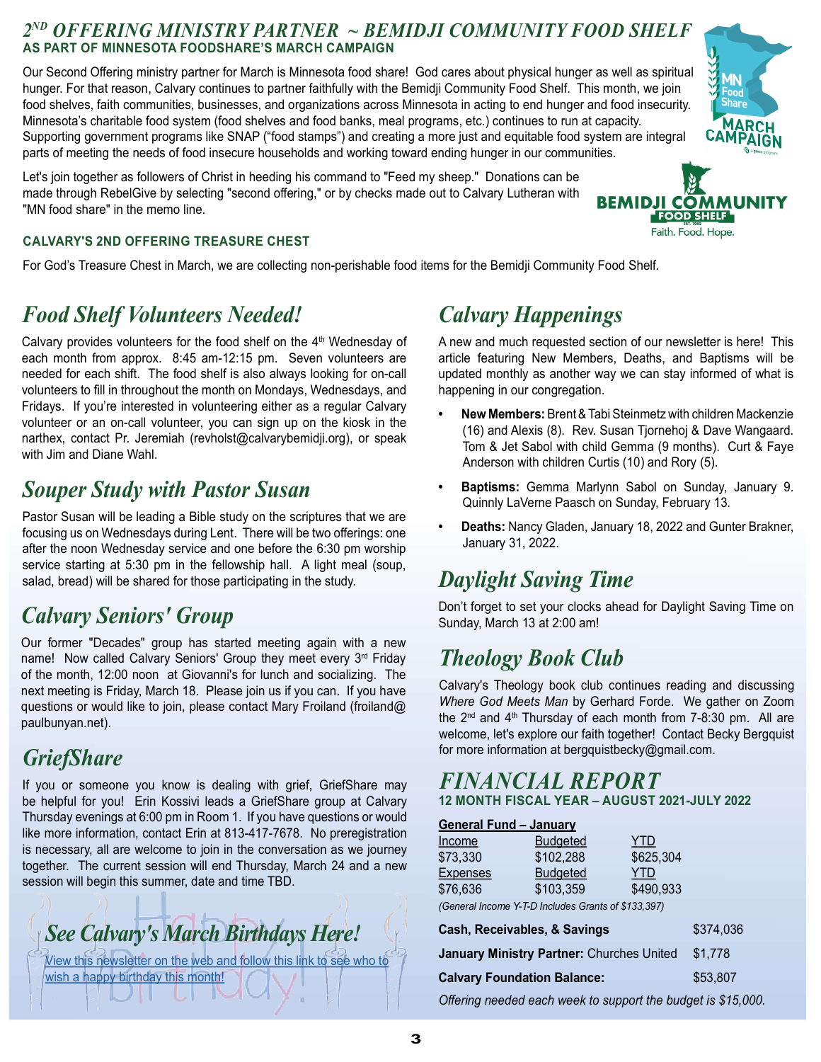## 2ND OFFERING MINISTRY PARTNER ~ BEMIDJI COMMUNITY FOOD SHELF

**AS PART OF MINNESOTA FOODSHARE'S MARCH CAMPAIGN**

Our Second Offering ministry partner for March is Minnesota food share! God cares about physical hunger as well as spiritual hunger. For that reason, Calvary continues to partner faithfully with the Bemidji Community Food Shelf. This month, we join food shelves, faith communities, businesses, and organizations across Minnesota in acting to end hunger and food insecurity. Minnesota's charitable food system (food shelves and food banks, meal programs, etc.) continues to run at capacity. Supporting government programs like SNAP ("food stamps") and creating a more just and equitable food system are integral parts of meeting the needs of food insecure households and working toward ending hunger in our communities.

Let's join together as followers of Christ in heeding his command to "Feed my sheep." Donations can be made through RebelGive by selecting "second offering," or by checks made out to Calvary Lutheran with "MN food share" in the memo line.

**CALVARY'S 2ND OFFERING TREASURE CHEST**

For God's Treasure Chest in March, we are collecting non-perishable food items for the Bemidji Community Food Shelf.

## Food Shelf Volunteers Needed!

Calvary provides volunteers for the food shelf on the 4th Wednesday of each month from approx. 8:45 am-12:15 pm. Seven volunteers are needed for each shift. The food shelf is also always looking for on-call volunteers to fill in throughout the month on Mondays, Wednesdays, and Fridays. If you're interested in volunteering either as a regular Calvary volunteer or an on-call volunteer, you can sign up on the kiosk in the narthex, contact Pr. Jeremiah (revholst@calvarybemidji.org), or speak with Jim and Diane Wahl.

## Souper Study with Pastor Susan

Pastor Susan will be leading a Bible study on the scriptures that we are focusing us on Wednesdays during Lent. There will be two offerings: one after the noon Wednesday service and one before the 6:30 pm worship service starting at 5:30 pm in the fellowship hall. A light meal (soup, salad, bread) will be shared for those participating in the study.

## Calvary Seniors' Group

Our former "Decades" group has started meeting again with a new name! Now called Calvary Seniors' Group they meet every 3rd Friday of the month, 12:00 noon at Giovanni's for lunch and socializing. The next meeting is Friday, March 18. Please join us if you can. If you have questions or would like to join, please contact Mary Froiland (froiland@paulbunyan.net).

## GriefShare

If you or someone you know is dealing with grief, GriefShare may be helpful for you! Erin Kossivi leads a GriefShare group at Calvary Thursday evenings at 6:00 pm in Room 1. If you have questions or would like more information, contact Erin at 813-417-7678. No preregistration is necessary, all are welcome to join in the conversation as we journey together. The current session will end Thursday, March 24 and a new session will begin this summer, date and time TBD.

## See Calvary's March Birthdays Here!

View this newsletter on the web and follow this link to see who to wish a happy birthday this month!

## Calvary Happenings

A new and much requested section of our newsletter is here! This article featuring New Members, Deaths, and Baptisms will be updated monthly as another way we can stay informed of what is happening in our congregation.

- **New Members:** Brent & Tabi Steinmetz with children Mackenzie (16) and Alexis (8). Rev. Susan Tjornehoj & Dave Wangaard. Tom & Jet Sabol with child Gemma (9 months). Curt & Faye Anderson with children Curtis (10) and Rory (5).
- **Baptisms:** Gemma Marlynn Sabol on Sunday, January 9. Quinnly LaVerne Paasch on Sunday, February 13.
- **Deaths:** Nancy Gladen, January 18, 2022 and Gunter Brakner, January 31, 2022.

## Daylight Saving Time

Don't forget to set your clocks ahead for Daylight Saving Time on Sunday, March 13 at 2:00 am!

## Theology Book Club

Calvary's Theology book club continues reading and discussing *Where God Meets Man* by Gerhard Forde. We gather on Zoom the 2nd and 4th Thursday of each month from 7-8:30 pm. All are welcome, let's explore our faith together! Contact Becky Bergquist for more information at bergquistbecky@gmail.com.

## FINANCIAL REPORT

**12 MONTH FISCAL YEAR – AUGUST 2021-JULY 2022**

**General Fund – January**

| Income | Budgeted | YTD |
|---|---|---|
| $73,330 | $102,288 | $625,304 |
| **Expenses** | **Budgeted** | **YTD** |
| $76,636 | $103,359 | $490,933 |

*(General Income Y-T-D Includes Grants of $133,397)*

| | |
|---|---|
| **Cash, Receivables, & Savings** | $374,036 |
| **January Ministry Partner:** Churches United | $1,778 |
| **Calvary Foundation Balance:** | $53,807 |

*Offering needed each week to support the budget is $15,000.*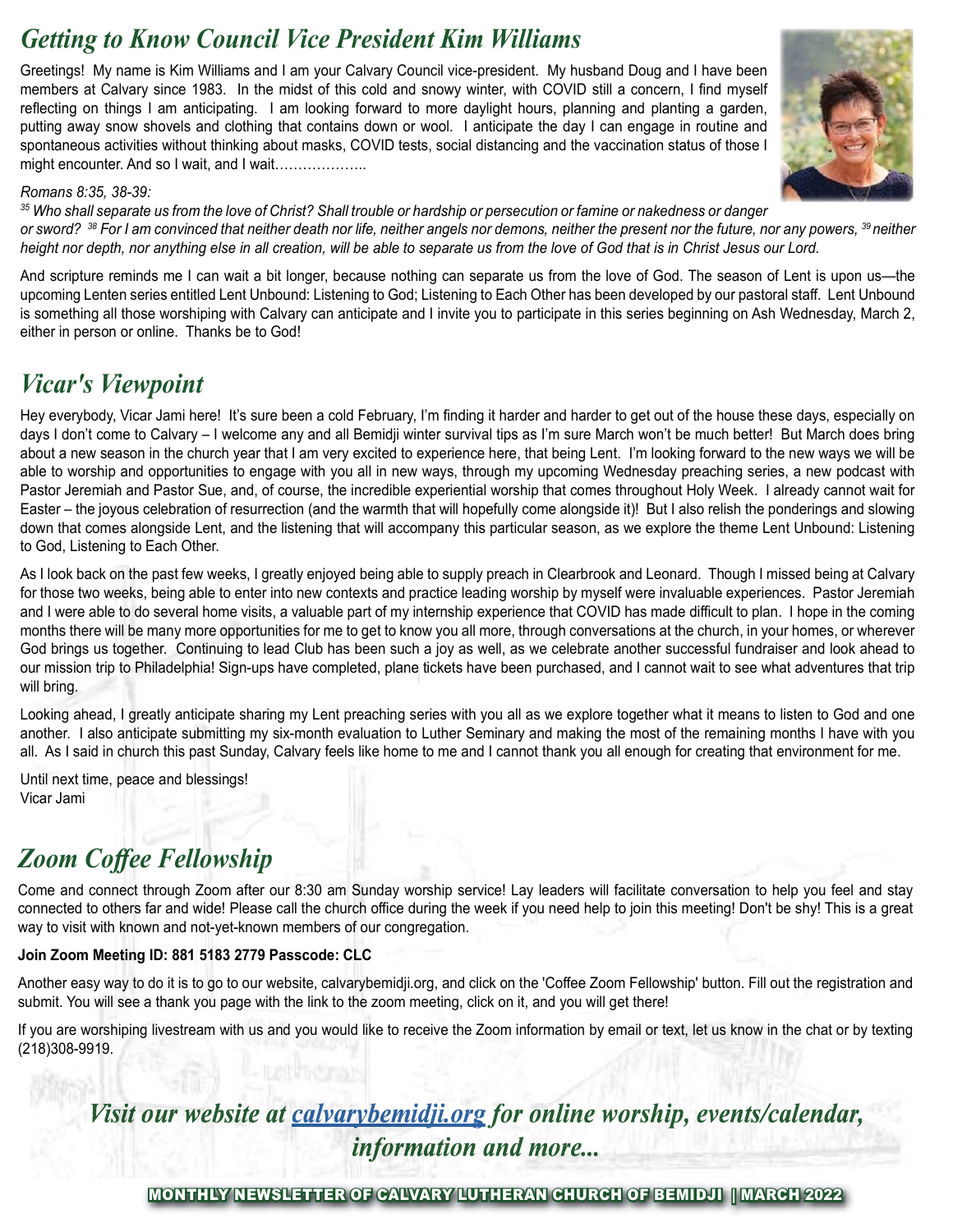## *Getting to Know Council Vice President Kim Williams*

Greetings! My name is Kim Williams and I am your Calvary Council vice-president. My husband Doug and I have been members at Calvary since 1983. In the midst of this cold and snowy winter, with COVID still a concern, I find myself reflecting on things I am anticipating. I am looking forward to more daylight hours, planning and planting a garden, putting away snow shovels and clothing that contains down or wool. I anticipate the day I can engage in routine and spontaneous activities without thinking about masks, COVID tests, social distancing and the vaccination status of those I might encounter. And so I wait, and I wait………………..

*Romans 8:35, 38-39:*

*[35] Who shall separate us from the love of Christ? Shall trouble or hardship or persecution or famine or nakedness or danger or sword? [38] For I am convinced that neither death nor life, neither angels nor demons, neither the present nor the future, nor any powers, [39] neither height nor depth, nor anything else in all creation, will be able to separate us from the love of God that is in Christ Jesus our Lord.*

And scripture reminds me I can wait a bit longer, because nothing can separate us from the love of God. The season of Lent is upon us—the upcoming Lenten series entitled Lent Unbound: Listening to God; Listening to Each Other has been developed by our pastoral staff. Lent Unbound is something all those worshiping with Calvary can anticipate and I invite you to participate in this series beginning on Ash Wednesday, March 2, either in person or online. Thanks be to God!

## *Vicar's Viewpoint*

Hey everybody, Vicar Jami here! It's sure been a cold February, I'm finding it harder and harder to get out of the house these days, especially on days I don't come to Calvary – I welcome any and all Bemidji winter survival tips as I'm sure March won't be much better! But March does bring about a new season in the church year that I am very excited to experience here, that being Lent. I'm looking forward to the new ways we will be able to worship and opportunities to engage with you all in new ways, through my upcoming Wednesday preaching series, a new podcast with Pastor Jeremiah and Pastor Sue, and, of course, the incredible experiential worship that comes throughout Holy Week. I already cannot wait for Easter – the joyous celebration of resurrection (and the warmth that will hopefully come alongside it)! But I also relish the ponderings and slowing down that comes alongside Lent, and the listening that will accompany this particular season, as we explore the theme Lent Unbound: Listening to God, Listening to Each Other.

As I look back on the past few weeks, I greatly enjoyed being able to supply preach in Clearbrook and Leonard. Though I missed being at Calvary for those two weeks, being able to enter into new contexts and practice leading worship by myself were invaluable experiences. Pastor Jeremiah and I were able to do several home visits, a valuable part of my internship experience that COVID has made difficult to plan. I hope in the coming months there will be many more opportunities for me to get to know you all more, through conversations at the church, in your homes, or wherever God brings us together. Continuing to lead Club has been such a joy as well, as we celebrate another successful fundraiser and look ahead to our mission trip to Philadelphia! Sign-ups have completed, plane tickets have been purchased, and I cannot wait to see what adventures that trip will bring.

Looking ahead, I greatly anticipate sharing my Lent preaching series with you all as we explore together what it means to listen to God and one another. I also anticipate submitting my six-month evaluation to Luther Seminary and making the most of the remaining months I have with you all. As I said in church this past Sunday, Calvary feels like home to me and I cannot thank you all enough for creating that environment for me.

Until next time, peace and blessings!
Vicar Jami

## *Zoom Coffee Fellowship*

Come and connect through Zoom after our 8:30 am Sunday worship service! Lay leaders will facilitate conversation to help you feel and stay connected to others far and wide! Please call the church office during the week if you need help to join this meeting! Don't be shy! This is a great way to visit with known and not-yet-known members of our congregation.

**Join Zoom Meeting ID: 881 5183 2779 Passcode: CLC**

Another easy way to do it is to go to our website, calvarybemidji.org, and click on the 'Coffee Zoom Fellowship' button. Fill out the registration and submit. You will see a thank you page with the link to the zoom meeting, click on it, and you will get there!

If you are worshiping livestream with us and you would like to receive the Zoom information by email or text, let us know in the chat or by texting (218)308-9919.

***Visit our website at calvarybemidji.org for online worship, events/calendar, information and more...***